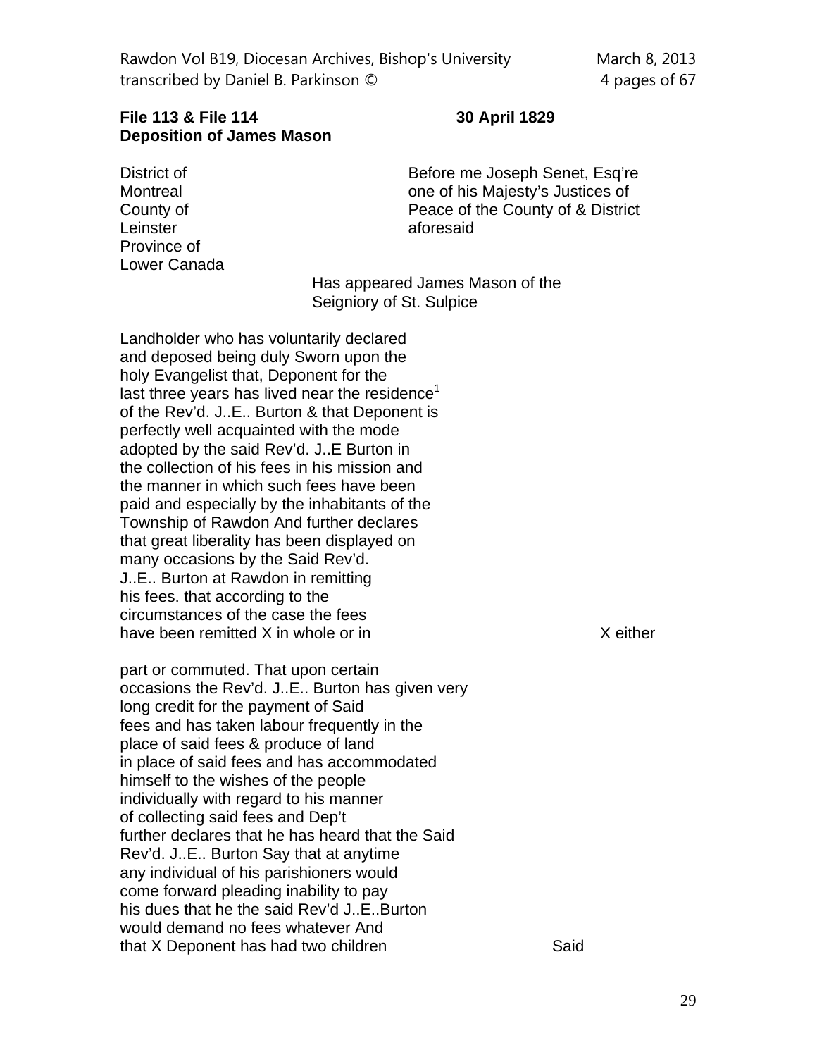**File 113 & File 114** **30 April 1829**
**Deposition of James Mason**

District of
Montreal
County of
Leinster
Province of
Lower Canada

Before me Joseph Senet, Esq're
one of his Majesty's Justices of
Peace of the County of & District
aforesaid

Has appeared James Mason of the
Seigniory of St. Sulpice

Landholder who has voluntarily declared
and deposed being duly Sworn upon the
holy Evangelist that, Deponent for the
last three years has lived near the residence[1]
of the Rev'd. J..E.. Burton & that Deponent is
perfectly well acquainted with the mode
adopted by the said Rev'd. J..E Burton in
the collection of his fees in his mission and
the manner in which such fees have been
paid and especially by the inhabitants of the
Township of Rawdon And further declares
that great liberality has been displayed on
many occasions by the Said Rev'd.
J..E.. Burton at Rawdon in remitting
his fees. that according to the
circumstances of the case the fees
have been remitted X in whole or in X either

part or commuted. That upon certain
occasions the Rev'd. J..E.. Burton has given very
long credit for the payment of Said
fees and has taken labour frequently in the
place of said fees & produce of land
in place of said fees and has accommodated
himself to the wishes of the people
individually with regard to his manner
of collecting said fees and Dep't
further declares that he has heard that the Said
Rev'd. J..E.. Burton Say that at anytime
any individual of his parishioners would
come forward pleading inability to pay
his dues that he the said Rev'd J..E..Burton
would demand no fees whatever And
that X Deponent has had two children Said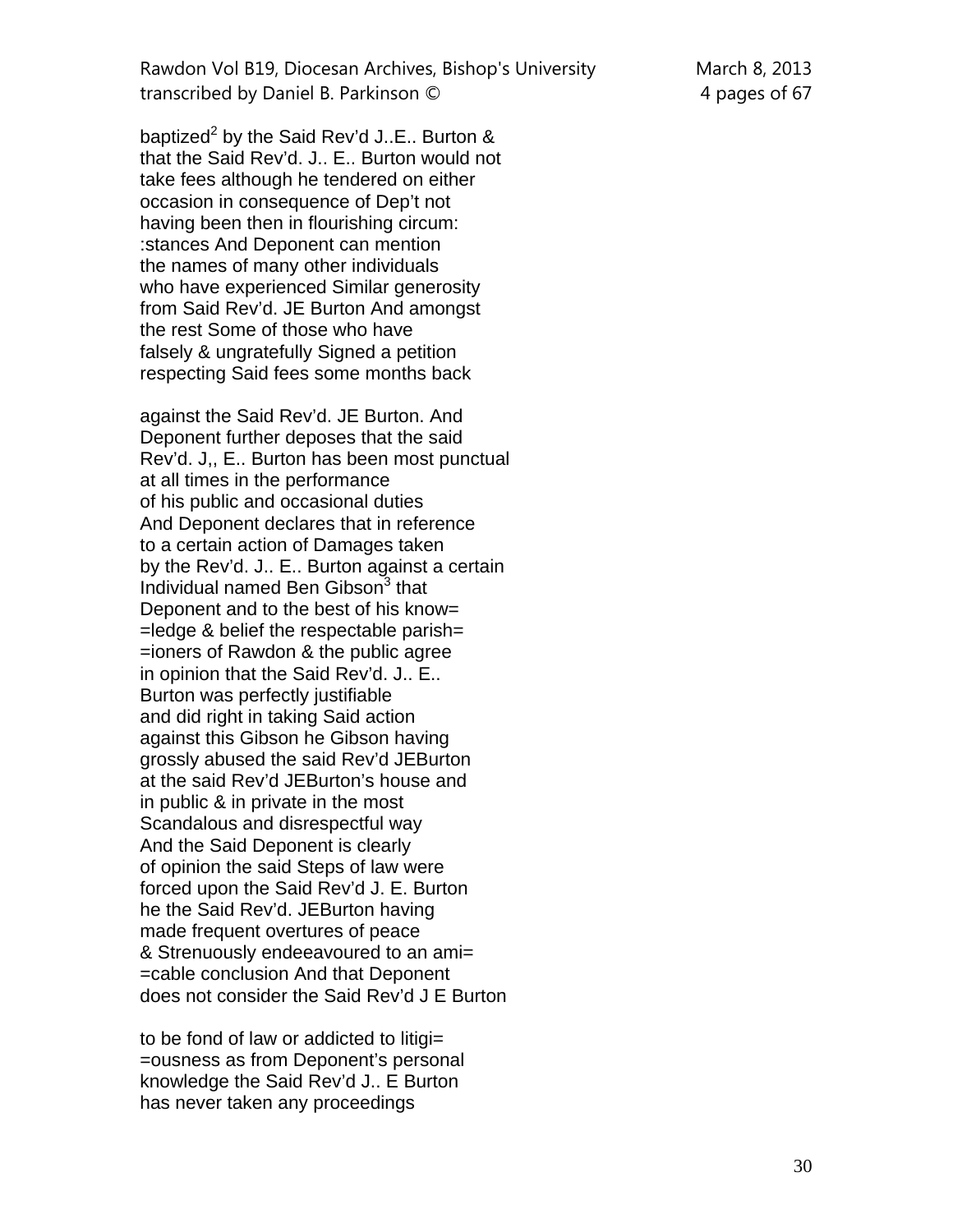baptized[2] by the Said Rev'd J..E.. Burton &
that the Said Rev'd. J.. E.. Burton would not
take fees although he tendered on either
occasion in consequence of Dep't not
having been then in flourishing circum:
:stances And Deponent can mention
the names of many other individuals
who have experienced Similar generosity
from Said Rev'd. JE Burton And amongst
the rest Some of those who have
falsely & ungratefully Signed a petition
respecting Said fees some months back

against the Said Rev'd. JE Burton. And
Deponent further deposes that the said
Rev'd. J,, E.. Burton has been most punctual
at all times in the performance
of his public and occasional duties
And Deponent declares that in reference
to a certain action of Damages taken
by the Rev'd. J.. E.. Burton against a certain
Individual named Ben Gibson[3] that
Deponent and to the best of his know=
=ledge & belief the respectable parish=
=ioners of Rawdon & the public agree
in opinion that the Said Rev'd. J.. E..
Burton was perfectly justifiable
and did right in taking Said action
against this Gibson he Gibson having
grossly abused the said Rev'd JEBurton
at the said Rev'd JEBurton's house and
in public & in private in the most
Scandalous and disrespectful way
And the Said Deponent is clearly
of opinion the said Steps of law were
forced upon the Said Rev'd J. E. Burton
he the Said Rev'd. JEBurton having
made frequent overtures of peace
& Strenuously endeeavoured to an ami=
=cable conclusion And that Deponent
does not consider the Said Rev'd J E Burton

to be fond of law or addicted to litigi=
=ousness as from Deponent's personal
knowledge the Said Rev'd J.. E Burton
has never taken any proceedings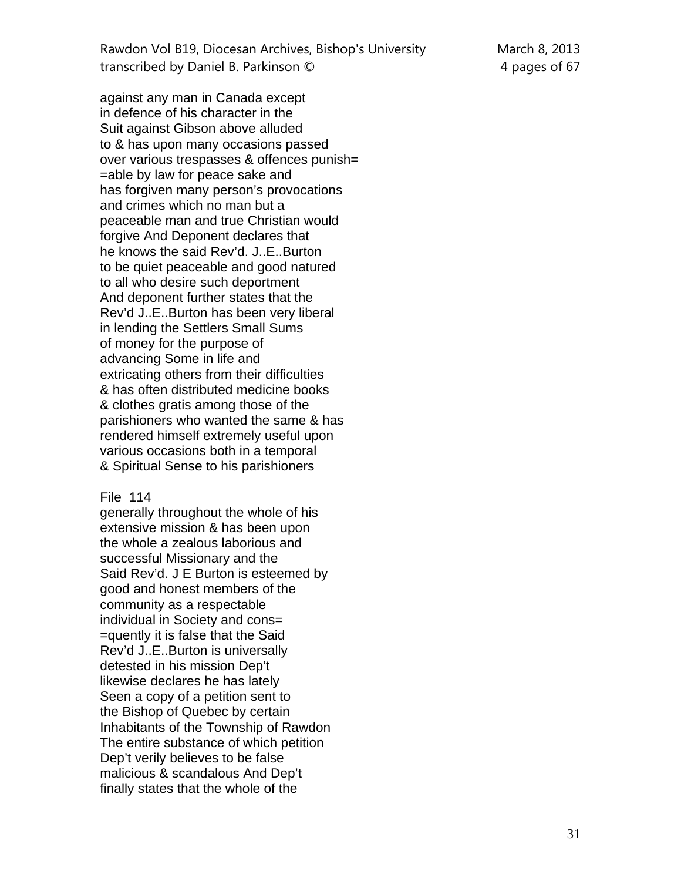against any man in Canada except
in defence of his character in the
Suit against Gibson above alluded
to & has upon many occasions passed
over various trespasses & offences punish=
=able by law for peace sake and
has forgiven many person's provocations
and crimes which no man but a
peaceable man and true Christian would
forgive And Deponent declares that
he knows the said Rev'd. J..E..Burton
to be quiet peaceable and good natured
to all who desire such deportment
And deponent further states that the
Rev'd J..E..Burton has been very liberal
in lending the Settlers Small Sums
of money for the purpose of
advancing Some in life and
extricating others from their difficulties
& has often distributed medicine books
& clothes gratis among those of the
parishioners who wanted the same & has
rendered himself extremely useful upon
various occasions both in a temporal
& Spiritual Sense to his parishioners

File 114
generally throughout the whole of his
extensive mission & has been upon
the whole a zealous laborious and
successful Missionary and the
Said Rev'd. J E Burton is esteemed by
good and honest members of the
community as a respectable
individual in Society and cons=
=quently it is false that the Said
Rev'd J..E..Burton is universally
detested in his mission Dep't
likewise declares he has lately
Seen a copy of a petition sent to
the Bishop of Quebec by certain
Inhabitants of the Township of Rawdon
The entire substance of which petition
Dep't verily believes to be false
malicious & scandalous And Dep't
finally states that the whole of the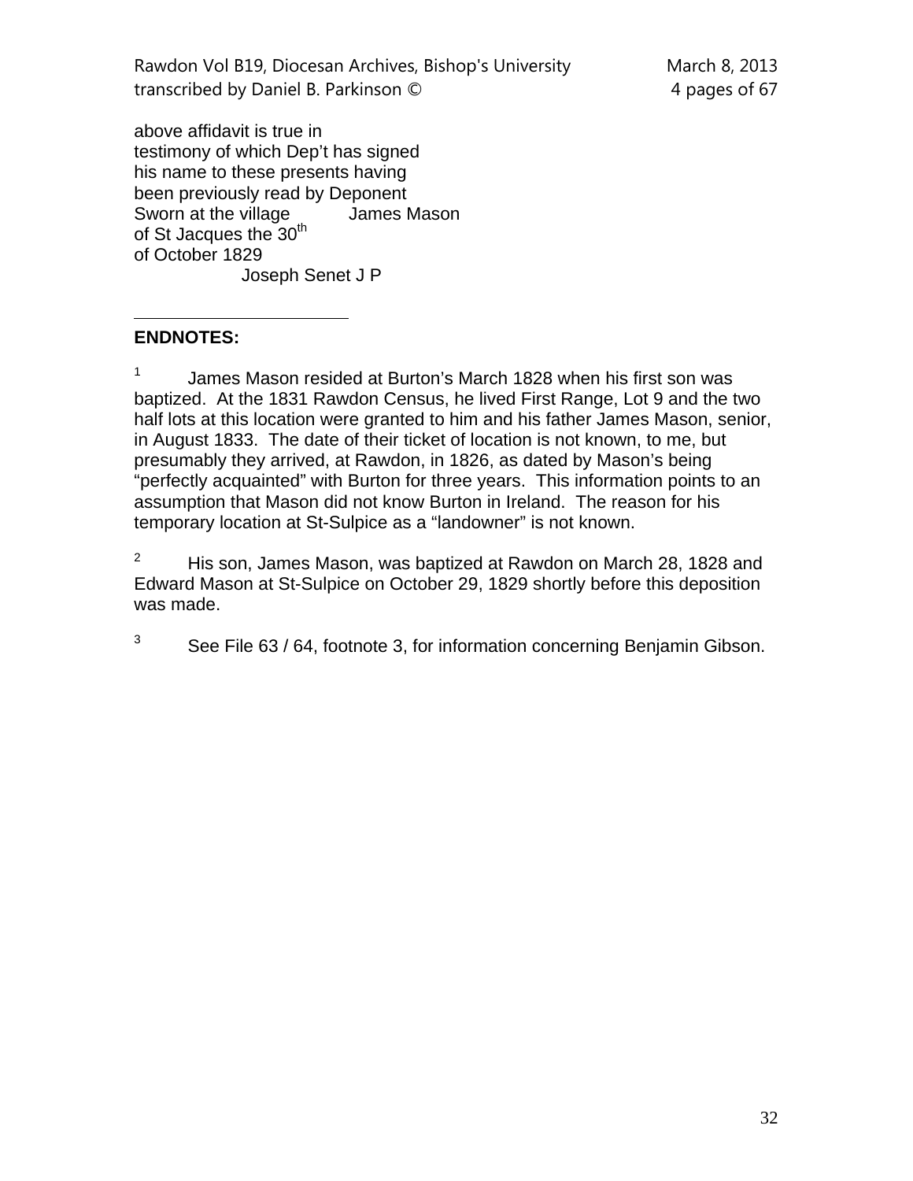above affidavit is true in
testimony of which Dep't has signed
his name to these presents having
been previously read by Deponent
Sworn at the village James Mason
of St Jacques the 30th
of October 1829
Joseph Senet J P

**ENDNOTES:**

[1] James Mason resided at Burton's March 1828 when his first son was baptized. At the 1831 Rawdon Census, he lived First Range, Lot 9 and the two half lots at this location were granted to him and his father James Mason, senior, in August 1833. The date of their ticket of location is not known, to me, but presumably they arrived, at Rawdon, in 1826, as dated by Mason's being "perfectly acquainted" with Burton for three years. This information points to an assumption that Mason did not know Burton in Ireland. The reason for his temporary location at St-Sulpice as a "landowner" is not known.

[2] His son, James Mason, was baptized at Rawdon on March 28, 1828 and Edward Mason at St-Sulpice on October 29, 1829 shortly before this deposition was made.

[3] See File 63 / 64, footnote 3, for information concerning Benjamin Gibson.